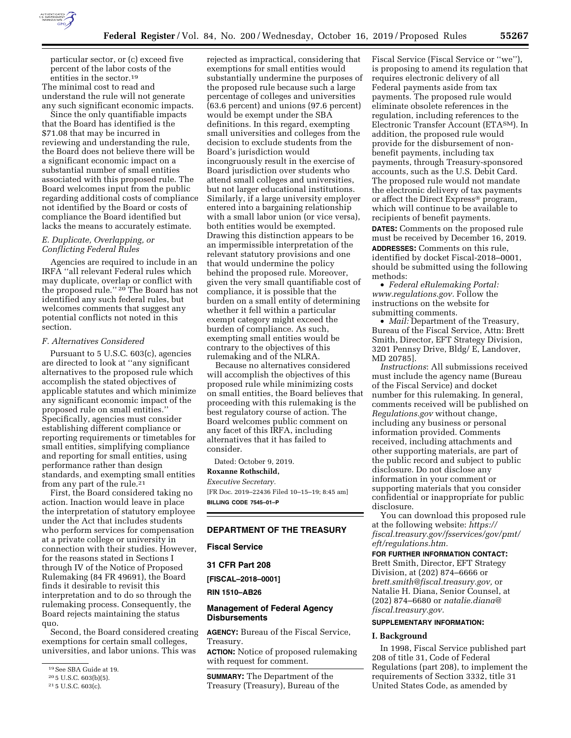particular sector, or (c) exceed five percent of the labor costs of the entities in the sector.[19]

The minimal cost to read and understand the rule will not generate any such significant economic impacts.

Since the only quantifiable impacts that the Board has identified is the $71.08 that may be incurred in reviewing and understanding the rule, the Board does not believe there will be a significant economic impact on a substantial number of small entities associated with this proposed rule. The Board welcomes input from the public regarding additional costs of compliance not identified by the Board or costs of compliance the Board identified but lacks the means to accurately estimate.

*E. Duplicate, Overlapping, or Conflicting Federal Rules*

Agencies are required to include in an IRFA "all relevant Federal rules which may duplicate, overlap or conflict with the proposed rule." [20] The Board has not identified any such federal rules, but welcomes comments that suggest any potential conflicts not noted in this section.

*F. Alternatives Considered*

Pursuant to 5 U.S.C. 603(c), agencies are directed to look at "any significant alternatives to the proposed rule which accomplish the stated objectives of applicable statutes and which minimize any significant economic impact of the proposed rule on small entities." Specifically, agencies must consider establishing different compliance or reporting requirements or timetables for small entities, simplifying compliance and reporting for small entities, using performance rather than design standards, and exempting small entities from any part of the rule.[21]

First, the Board considered taking no action. Inaction would leave in place the interpretation of statutory employee under the Act that includes students who perform services for compensation at a private college or university in connection with their studies. However, for the reasons stated in Sections I through IV of the Notice of Proposed Rulemaking (84 FR 49691), the Board finds it desirable to revisit this interpretation and to do so through the rulemaking process. Consequently, the Board rejects maintaining the status quo.

Second, the Board considered creating exemptions for certain small colleges, universities, and labor unions. This was rejected as impractical, considering that exemptions for small entities would substantially undermine the purposes of the proposed rule because such a large percentage of colleges and universities (63.6 percent) and unions (97.6 percent) would be exempt under the SBA definitions. In this regard, exempting small universities and colleges from the decision to exclude students from the Board's jurisdiction would incongruously result in the exercise of Board jurisdiction over students who attend small colleges and universities, but not larger educational institutions. Similarly, if a large university employer entered into a bargaining relationship with a small labor union (or vice versa), both entities would be exempted. Drawing this distinction appears to be an impermissible interpretation of the relevant statutory provisions and one that would undermine the policy behind the proposed rule. Moreover, given the very small quantifiable cost of compliance, it is possible that the burden on a small entity of determining whether it fell within a particular exempt category might exceed the burden of compliance. As such, exempting small entities would be contrary to the objectives of this rulemaking and of the NLRA.

Because no alternatives considered will accomplish the objectives of this proposed rule while minimizing costs on small entities, the Board believes that proceeding with this rulemaking is the best regulatory course of action. The Board welcomes public comment on any facet of this IRFA, including alternatives that it has failed to consider.

Dated: October 9, 2019.

**Roxanne Rothschild,**

*Executive Secretary.*

[FR Doc. 2019–22436 Filed 10–15–19; 8:45 am]

**BILLING CODE 7545–01–P**

---

## DEPARTMENT OF THE TREASURY

### Fiscal Service

### 31 CFR Part 208

**[FISCAL–2018–0001]**

**RIN 1510–AB26**

### Management of Federal Agency Disbursements

**AGENCY:** Bureau of the Fiscal Service, Treasury.

**ACTION:** Notice of proposed rulemaking with request for comment.

**SUMMARY:** The Department of the Treasury (Treasury), Bureau of the Fiscal Service (Fiscal Service or "we"), is proposing to amend its regulation that requires electronic delivery of all Federal payments aside from tax payments. The proposed rule would eliminate obsolete references in the regulation, including references to the Electronic Transfer Account (ETA℠). In addition, the proposed rule would provide for the disbursement of non-benefit payments, including tax payments, through Treasury-sponsored accounts, such as the U.S. Debit Card. The proposed rule would not mandate the electronic delivery of tax payments or affect the Direct Express® program, which will continue to be available to recipients of benefit payments.

**DATES:** Comments on the proposed rule must be received by December 16, 2019.

**ADDRESSES:** Comments on this rule, identified by docket Fiscal-2018–0001, should be submitted using the following methods:

- *Federal eRulemaking Portal: www.regulations.gov.* Follow the instructions on the website for submitting comments.
- *Mail:* Department of the Treasury, Bureau of the Fiscal Service, Attn: Brett Smith, Director, EFT Strategy Division, 3201 Pennsy Drive, Bldg/ E, Landover, MD 20785].

*Instructions*: All submissions received must include the agency name (Bureau of the Fiscal Service) and docket number for this rulemaking. In general, comments received will be published on *Regulations.gov* without change, including any business or personal information provided. Comments received, including attachments and other supporting materials, are part of the public record and subject to public disclosure. Do not disclose any information in your comment or supporting materials that you consider confidential or inappropriate for public disclosure.

You can download this proposed rule at the following website: *https://fiscal.treasury.gov/fsservices/gov/pmt/eft/regulations.htm.*

**FOR FURTHER INFORMATION CONTACT:** Brett Smith, Director, EFT Strategy Division, at (202) 874–6666 or *brett.smith@fiscal.treasury.gov,* or Natalie H. Diana, Senior Counsel, at (202) 874–6680 or *natalie.diana@fiscal.treasury.gov.*

**SUPPLEMENTARY INFORMATION:**

**I. Background**

In 1998, Fiscal Service published part 208 of title 31, Code of Federal Regulations (part 208), to implement the requirements of Section 3332, title 31 United States Code, as amended by

---

[19] See SBA Guide at 19.

[20] 5 U.S.C. 603(b)(5).

[21] 5 U.S.C. 603(c).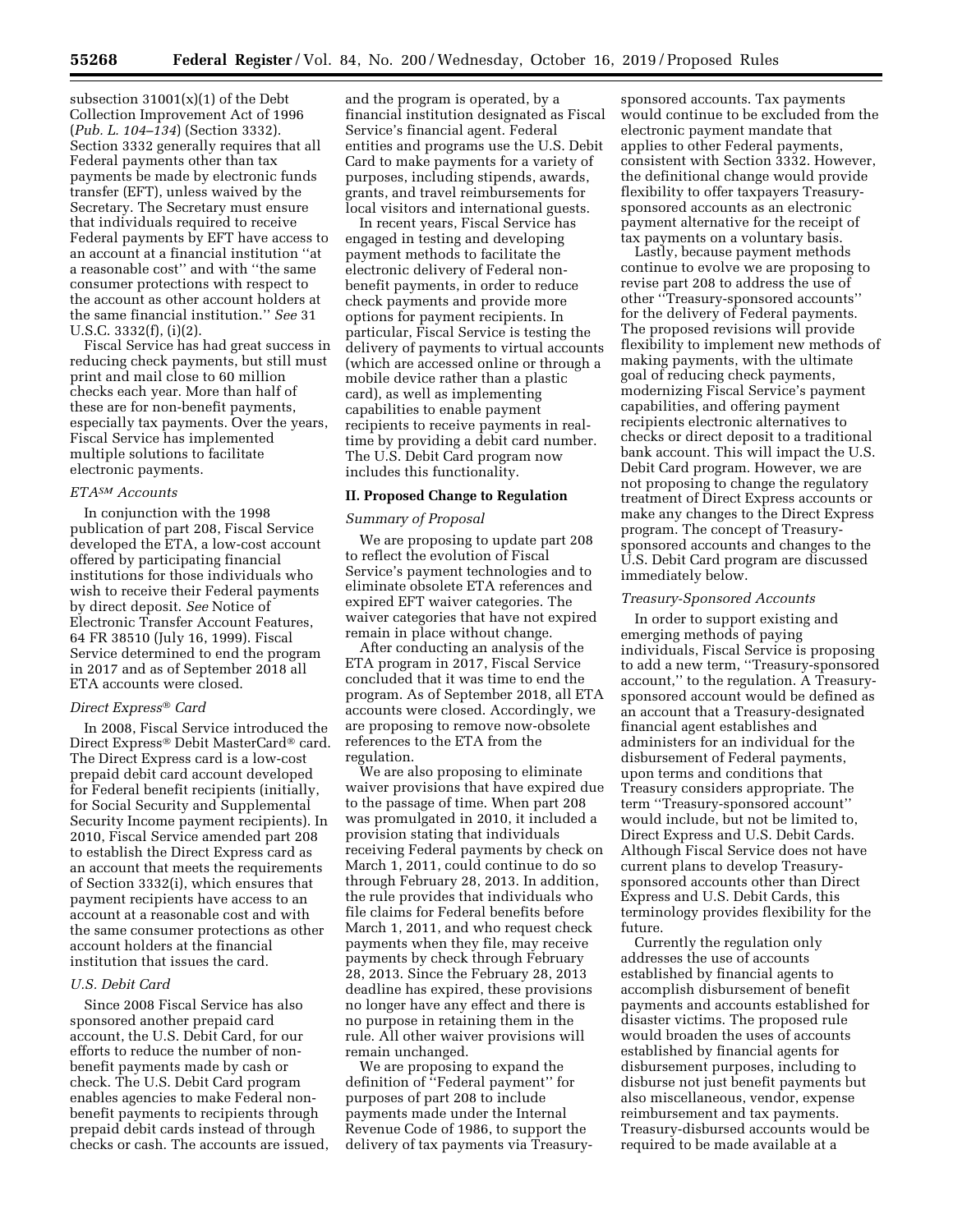subsection 31001(x)(1) of the Debt Collection Improvement Act of 1996 (*Pub. L. 104–134*) (Section 3332). Section 3332 generally requires that all Federal payments other than tax payments be made by electronic funds transfer (EFT), unless waived by the Secretary. The Secretary must ensure that individuals required to receive Federal payments by EFT have access to an account at a financial institution ''at a reasonable cost'' and with ''the same consumer protections with respect to the account as other account holders at the same financial institution.'' *See* 31 U.S.C. 3332(f), (i)(2).

Fiscal Service has had great success in reducing check payments, but still must print and mail close to 60 million checks each year. More than half of these are for non-benefit payments, especially tax payments. Over the years, Fiscal Service has implemented multiple solutions to facilitate electronic payments.

### *ETA℠ Accounts*

In conjunction with the 1998 publication of part 208, Fiscal Service developed the ETA, a low-cost account offered by participating financial institutions for those individuals who wish to receive their Federal payments by direct deposit. *See* Notice of Electronic Transfer Account Features, 64 FR 38510 (July 16, 1999). Fiscal Service determined to end the program in 2017 and as of September 2018 all ETA accounts were closed.

### *Direct Express® Card*

In 2008, Fiscal Service introduced the Direct Express® Debit MasterCard® card. The Direct Express card is a low-cost prepaid debit card account developed for Federal benefit recipients (initially, for Social Security and Supplemental Security Income payment recipients). In 2010, Fiscal Service amended part 208 to establish the Direct Express card as an account that meets the requirements of Section 3332(i), which ensures that payment recipients have access to an account at a reasonable cost and with the same consumer protections as other account holders at the financial institution that issues the card.

### *U.S. Debit Card*

Since 2008 Fiscal Service has also sponsored another prepaid card account, the U.S. Debit Card, for our efforts to reduce the number of non-benefit payments made by cash or check. The U.S. Debit Card program enables agencies to make Federal non-benefit payments to recipients through prepaid debit cards instead of through checks or cash. The accounts are issued, and the program is operated, by a financial institution designated as Fiscal Service's financial agent. Federal entities and programs use the U.S. Debit Card to make payments for a variety of purposes, including stipends, awards, grants, and travel reimbursements for local visitors and international guests.

In recent years, Fiscal Service has engaged in testing and developing payment methods to facilitate the electronic delivery of Federal non-benefit payments, in order to reduce check payments and provide more options for payment recipients. In particular, Fiscal Service is testing the delivery of payments to virtual accounts (which are accessed online or through a mobile device rather than a plastic card), as well as implementing capabilities to enable payment recipients to receive payments in real-time by providing a debit card number. The U.S. Debit Card program now includes this functionality.

## II. Proposed Change to Regulation

### *Summary of Proposal*

We are proposing to update part 208 to reflect the evolution of Fiscal Service's payment technologies and to eliminate obsolete ETA references and expired EFT waiver categories. The waiver categories that have not expired remain in place without change.

After conducting an analysis of the ETA program in 2017, Fiscal Service concluded that it was time to end the program. As of September 2018, all ETA accounts were closed. Accordingly, we are proposing to remove now-obsolete references to the ETA from the regulation.

We are also proposing to eliminate waiver provisions that have expired due to the passage of time. When part 208 was promulgated in 2010, it included a provision stating that individuals receiving Federal payments by check on March 1, 2011, could continue to do so through February 28, 2013. In addition, the rule provides that individuals who file claims for Federal benefits before March 1, 2011, and who request check payments when they file, may receive payments by check through February 28, 2013. Since the February 28, 2013 deadline has expired, these provisions no longer have any effect and there is no purpose in retaining them in the rule. All other waiver provisions will remain unchanged.

We are proposing to expand the definition of ''Federal payment'' for purposes of part 208 to include payments made under the Internal Revenue Code of 1986, to support the delivery of tax payments via Treasury-sponsored accounts. Tax payments would continue to be excluded from the electronic payment mandate that applies to other Federal payments, consistent with Section 3332. However, the definitional change would provide flexibility to offer taxpayers Treasury-sponsored accounts as an electronic payment alternative for the receipt of tax payments on a voluntary basis.

Lastly, because payment methods continue to evolve we are proposing to revise part 208 to address the use of other ''Treasury-sponsored accounts'' for the delivery of Federal payments. The proposed revisions will provide flexibility to implement new methods of making payments, with the ultimate goal of reducing check payments, modernizing Fiscal Service's payment capabilities, and offering payment recipients electronic alternatives to checks or direct deposit to a traditional bank account. This will impact the U.S. Debit Card program. However, we are not proposing to change the regulatory treatment of Direct Express accounts or make any changes to the Direct Express program. The concept of Treasury-sponsored accounts and changes to the U.S. Debit Card program are discussed immediately below.

### *Treasury-Sponsored Accounts*

In order to support existing and emerging methods of paying individuals, Fiscal Service is proposing to add a new term, ''Treasury-sponsored account,'' to the regulation. A Treasury-sponsored account would be defined as an account that a Treasury-designated financial agent establishes and administers for an individual for the disbursement of Federal payments, upon terms and conditions that Treasury considers appropriate. The term ''Treasury-sponsored account'' would include, but not be limited to, Direct Express and U.S. Debit Cards. Although Fiscal Service does not have current plans to develop Treasury-sponsored accounts other than Direct Express and U.S. Debit Cards, this terminology provides flexibility for the future.

Currently the regulation only addresses the use of accounts established by financial agents to accomplish disbursement of benefit payments and accounts established for disaster victims. The proposed rule would broaden the uses of accounts established by financial agents for disbursement purposes, including to disburse not just benefit payments but also miscellaneous, vendor, expense reimbursement and tax payments. Treasury-disbursed accounts would be required to be made available at a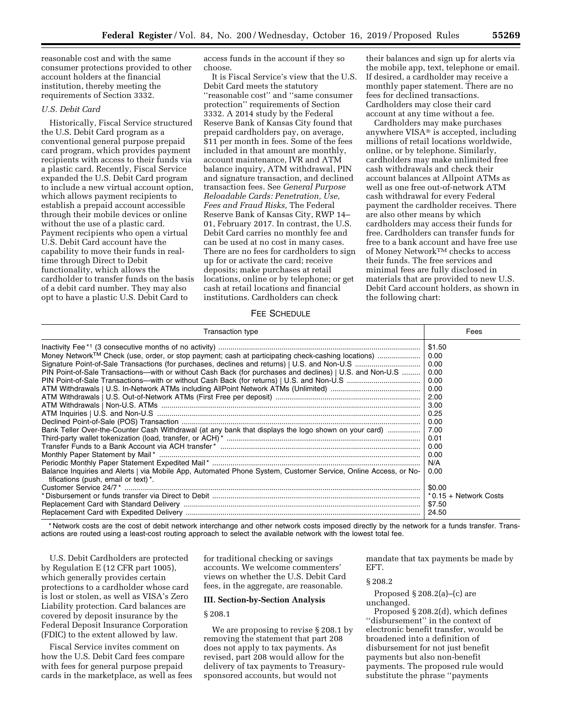reasonable cost and with the same consumer protections provided to other account holders at the financial institution, thereby meeting the requirements of Section 3332.

*U.S. Debit Card*

Historically, Fiscal Service structured the U.S. Debit Card program as a conventional general purpose prepaid card program, which provides payment recipients with access to their funds via a plastic card. Recently, Fiscal Service expanded the U.S. Debit Card program to include a new virtual account option, which allows payment recipients to establish a prepaid account accessible through their mobile devices or online without the use of a plastic card. Payment recipients who open a virtual U.S. Debit Card account have the capability to move their funds in real-time through Direct to Debit functionality, which allows the cardholder to transfer funds on the basis of a debit card number. They may also opt to have a plastic U.S. Debit Card to access funds in the account if they so choose.

It is Fiscal Service's view that the U.S. Debit Card meets the statutory ''reasonable cost'' and ''same consumer protection'' requirements of Section 3332. A 2014 study by the Federal Reserve Bank of Kansas City found that prepaid cardholders pay, on average, $11 per month in fees. Some of the fees included in that amount are monthly, account maintenance, IVR and ATM balance inquiry, ATM withdrawal, PIN and signature transaction, and declined transaction fees. See *General Purpose Reloadable Cards: Penetration, Use, Fees and Fraud Risks,* The Federal Reserve Bank of Kansas City, RWP 14–01, February 2017. In contrast, the U.S. Debit Card carries no monthly fee and can be used at no cost in many cases. There are no fees for cardholders to sign up for or activate the card; receive deposits; make purchases at retail locations, online or by telephone; or get cash at retail locations and financial institutions. Cardholders can check their balances and sign up for alerts via the mobile app, text, telephone or email. If desired, a cardholder may receive a monthly paper statement. There are no fees for declined transactions. Cardholders may close their card account at any time without a fee.

Cardholders may make purchases anywhere VISA® is accepted, including millions of retail locations worldwide, online, or by telephone. Similarly, cardholders may make unlimited free cash withdrawals and check their account balances at Allpoint ATMs as well as one free out-of-network ATM cash withdrawal for every Federal payment the cardholder receives. There are also other means by which cardholders may access their funds for free. Cardholders can transfer funds for free to a bank account and have free use of Money Network™ checks to access their funds. The free services and minimal fees are fully disclosed in materials that are provided to new U.S. Debit Card account holders, as shown in the following chart:

FEE SCHEDULE

| Transaction type | Fees |
|---|---|
| Inactivity Fee *1 (3 consecutive months of no activity) | $1.50 |
| Money Network™ Check (use, order, or stop payment; cash at participating check-cashing locations) | 0.00 |
| Signature Point-of-Sale Transactions (for purchases, declines and returns) \| U.S. and Non-U.S | 0.00 |
| PIN Point-of-Sale Transactions—with or without Cash Back (for purchases and declines) \| U.S. and Non-U.S | 0.00 |
| PIN Point-of-Sale Transactions—with or without Cash Back (for returns) \| U.S. and Non-U.S | 0.00 |
| ATM Withdrawals \| U.S. In-Network ATMs including AllPoint Network ATMs (Unlimited) | 0.00 |
| ATM Withdrawals \| U.S. Out-of-Network ATMs (First Free per deposit) | 2.00 |
| ATM Withdrawals \| Non-U.S. ATMs | 3.00 |
| ATM Inquiries \| U.S. and Non-U.S | 0.25 |
| Declined Point-of-Sale (POS) Transaction | 0.00 |
| Bank Teller Over-the-Counter Cash Withdrawal (at any bank that displays the logo shown on your card) | 7.00 |
| Third-party wallet tokenization (load, transfer, or ACH) * | 0.01 |
| Transfer Funds to a Bank Account via ACH transfer * | 0.00 |
| Monthly Paper Statement by Mail * | 0.00 |
| Periodic Monthly Paper Statement Expedited Mail * | N/A |
| Balance Inquiries and Alerts \| via Mobile App, Automated Phone System, Customer Service, Online Access, or Notifications (push, email or text) *. | 0.00 |
| Customer Service 24/7 * | $0.00 |
| * Disbursement or funds transfer via Direct to Debit | * 0.15 + Network Costs |
| Replacement Card with Standard Delivery | $7.50 |
| Replacement Card with Expedited Delivery | 24.50 |

* Network costs are the cost of debit network interchange and other network costs imposed directly by the network for a funds transfer. Transactions are routed using a least-cost routing approach to select the available network with the lowest total fee.

U.S. Debit Cardholders are protected by Regulation E (12 CFR part 1005), which generally provides certain protections to a cardholder whose card is lost or stolen, as well as VISA's Zero Liability protection. Card balances are covered by deposit insurance by the Federal Deposit Insurance Corporation (FDIC) to the extent allowed by law.

Fiscal Service invites comment on how the U.S. Debit Card fees compare with fees for general purpose prepaid cards in the marketplace, as well as fees for traditional checking or savings accounts. We welcome commenters' views on whether the U.S. Debit Card fees, in the aggregate, are reasonable.

## III. Section-by-Section Analysis

### § 208.1

We are proposing to revise § 208.1 by removing the statement that part 208 does not apply to tax payments. As revised, part 208 would allow for the delivery of tax payments to Treasury-sponsored accounts, but would not mandate that tax payments be made by EFT.

### § 208.2

Proposed § 208.2(a)–(c) are unchanged.

Proposed § 208.2(d), which defines ''disbursement'' in the context of electronic benefit transfer, would be broadened into a definition of disbursement for not just benefit payments but also non-benefit payments. The proposed rule would substitute the phrase ''payments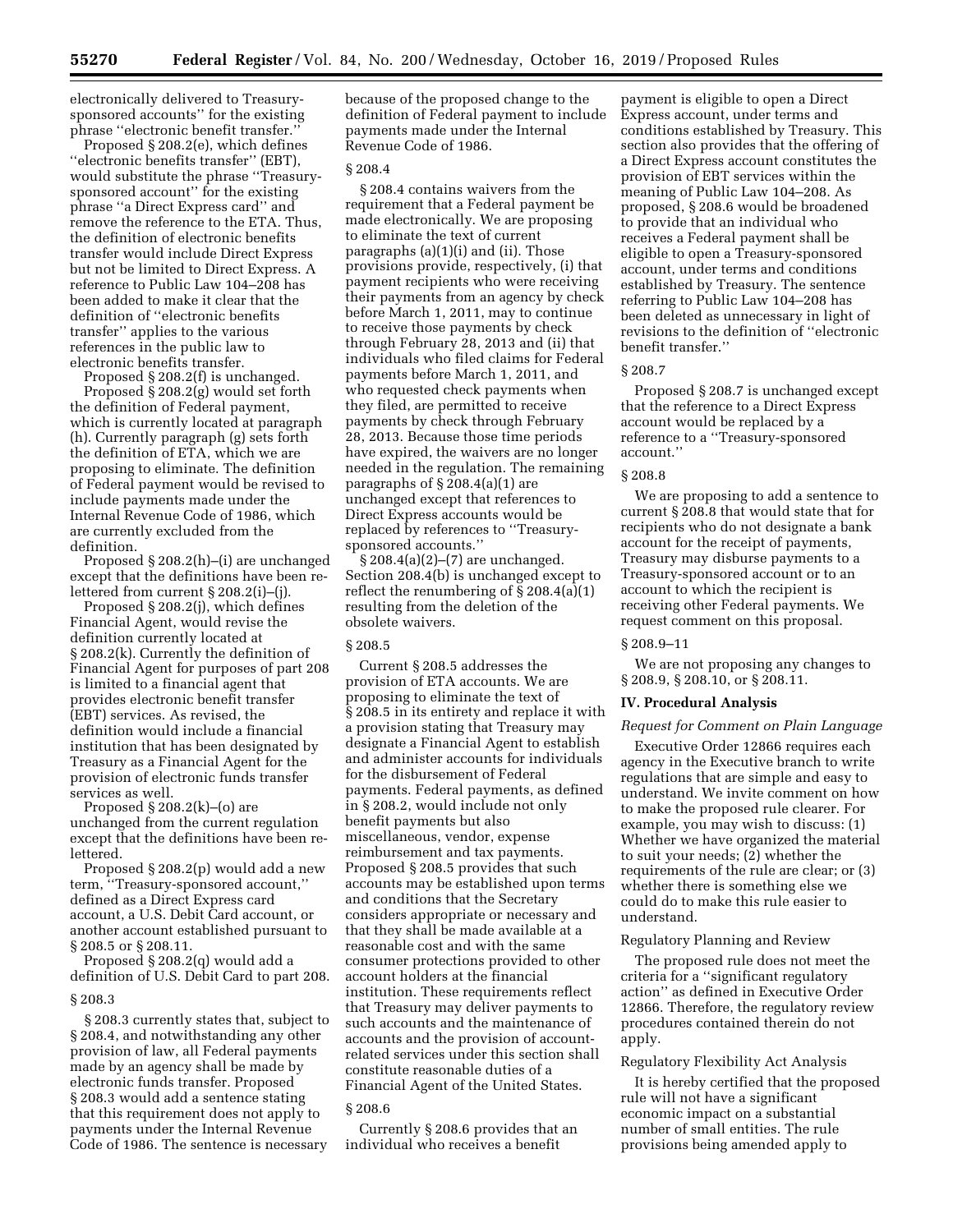electronically delivered to Treasury-sponsored accounts'' for the existing phrase ''electronic benefit transfer.''

Proposed § 208.2(e), which defines ''electronic benefits transfer'' (EBT), would substitute the phrase ''Treasury-sponsored account'' for the existing phrase ''a Direct Express card'' and remove the reference to the ETA. Thus, the definition of electronic benefits transfer would include Direct Express but not be limited to Direct Express. A reference to Public Law 104–208 has been added to make it clear that the definition of ''electronic benefits transfer'' applies to the various references in the public law to electronic benefits transfer.

Proposed § 208.2(f) is unchanged.

Proposed § 208.2(g) would set forth the definition of Federal payment, which is currently located at paragraph (h). Currently paragraph (g) sets forth the definition of ETA, which we are proposing to eliminate. The definition of Federal payment would be revised to include payments made under the Internal Revenue Code of 1986, which are currently excluded from the definition.

Proposed § 208.2(h)–(i) are unchanged except that the definitions have been re-lettered from current § 208.2(i)–(j).

Proposed § 208.2(j), which defines Financial Agent, would revise the definition currently located at § 208.2(k). Currently the definition of Financial Agent for purposes of part 208 is limited to a financial agent that provides electronic benefit transfer (EBT) services. As revised, the definition would include a financial institution that has been designated by Treasury as a Financial Agent for the provision of electronic funds transfer services as well.

Proposed § 208.2(k)–(o) are unchanged from the current regulation except that the definitions have been re-lettered.

Proposed § 208.2(p) would add a new term, ''Treasury-sponsored account,'' defined as a Direct Express card account, a U.S. Debit Card account, or another account established pursuant to § 208.5 or § 208.11.

Proposed § 208.2(q) would add a definition of U.S. Debit Card to part 208.

### § 208.3

§ 208.3 currently states that, subject to § 208.4, and notwithstanding any other provision of law, all Federal payments made by an agency shall be made by electronic funds transfer. Proposed § 208.3 would add a sentence stating that this requirement does not apply to payments under the Internal Revenue Code of 1986. The sentence is necessary because of the proposed change to the definition of Federal payment to include payments made under the Internal Revenue Code of 1986.

### § 208.4

§ 208.4 contains waivers from the requirement that a Federal payment be made electronically. We are proposing to eliminate the text of current paragraphs (a)(1)(i) and (ii). Those provisions provide, respectively, (i) that payment recipients who were receiving their payments from an agency by check before March 1, 2011, may to continue to receive those payments by check through February 28, 2013 and (ii) that individuals who filed claims for Federal payments before March 1, 2011, and who requested check payments when they filed, are permitted to receive payments by check through February 28, 2013. Because those time periods have expired, the waivers are no longer needed in the regulation. The remaining paragraphs of § 208.4(a)(1) are unchanged except that references to Direct Express accounts would be replaced by references to ''Treasury-sponsored accounts.''

§ 208.4(a)(2)–(7) are unchanged. Section 208.4(b) is unchanged except to reflect the renumbering of § 208.4(a)(1) resulting from the deletion of the obsolete waivers.

### § 208.5

Current § 208.5 addresses the provision of ETA accounts. We are proposing to eliminate the text of § 208.5 in its entirety and replace it with a provision stating that Treasury may designate a Financial Agent to establish and administer accounts for individuals for the disbursement of Federal payments. Federal payments, as defined in § 208.2, would include not only benefit payments but also miscellaneous, vendor, expense reimbursement and tax payments. Proposed § 208.5 provides that such accounts may be established upon terms and conditions that the Secretary considers appropriate or necessary and that they shall be made available at a reasonable cost and with the same consumer protections provided to other account holders at the financial institution. These requirements reflect that Treasury may deliver payments to such accounts and the maintenance of accounts and the provision of account-related services under this section shall constitute reasonable duties of a Financial Agent of the United States.

### § 208.6

Currently § 208.6 provides that an individual who receives a benefit payment is eligible to open a Direct Express account, under terms and conditions established by Treasury. This section also provides that the offering of a Direct Express account constitutes the provision of EBT services within the meaning of Public Law 104–208. As proposed, § 208.6 would be broadened to provide that an individual who receives a Federal payment shall be eligible to open a Treasury-sponsored account, under terms and conditions established by Treasury. The sentence referring to Public Law 104–208 has been deleted as unnecessary in light of revisions to the definition of ''electronic benefit transfer.''

### § 208.7

Proposed § 208.7 is unchanged except that the reference to a Direct Express account would be replaced by a reference to a ''Treasury-sponsored account.''

### § 208.8

We are proposing to add a sentence to current § 208.8 that would state that for recipients who do not designate a bank account for the receipt of payments, Treasury may disburse payments to a Treasury-sponsored account or to an account to which the recipient is receiving other Federal payments. We request comment on this proposal.

### § 208.9–11

We are not proposing any changes to § 208.9, § 208.10, or § 208.11.

## IV. Procedural Analysis

### *Request for Comment on Plain Language*

Executive Order 12866 requires each agency in the Executive branch to write regulations that are simple and easy to understand. We invite comment on how to make the proposed rule clearer. For example, you may wish to discuss: (1) Whether we have organized the material to suit your needs; (2) whether the requirements of the rule are clear; or (3) whether there is something else we could do to make this rule easier to understand.

### Regulatory Planning and Review

The proposed rule does not meet the criteria for a ''significant regulatory action'' as defined in Executive Order 12866. Therefore, the regulatory review procedures contained therein do not apply.

### Regulatory Flexibility Act Analysis

It is hereby certified that the proposed rule will not have a significant economic impact on a substantial number of small entities. The rule provisions being amended apply to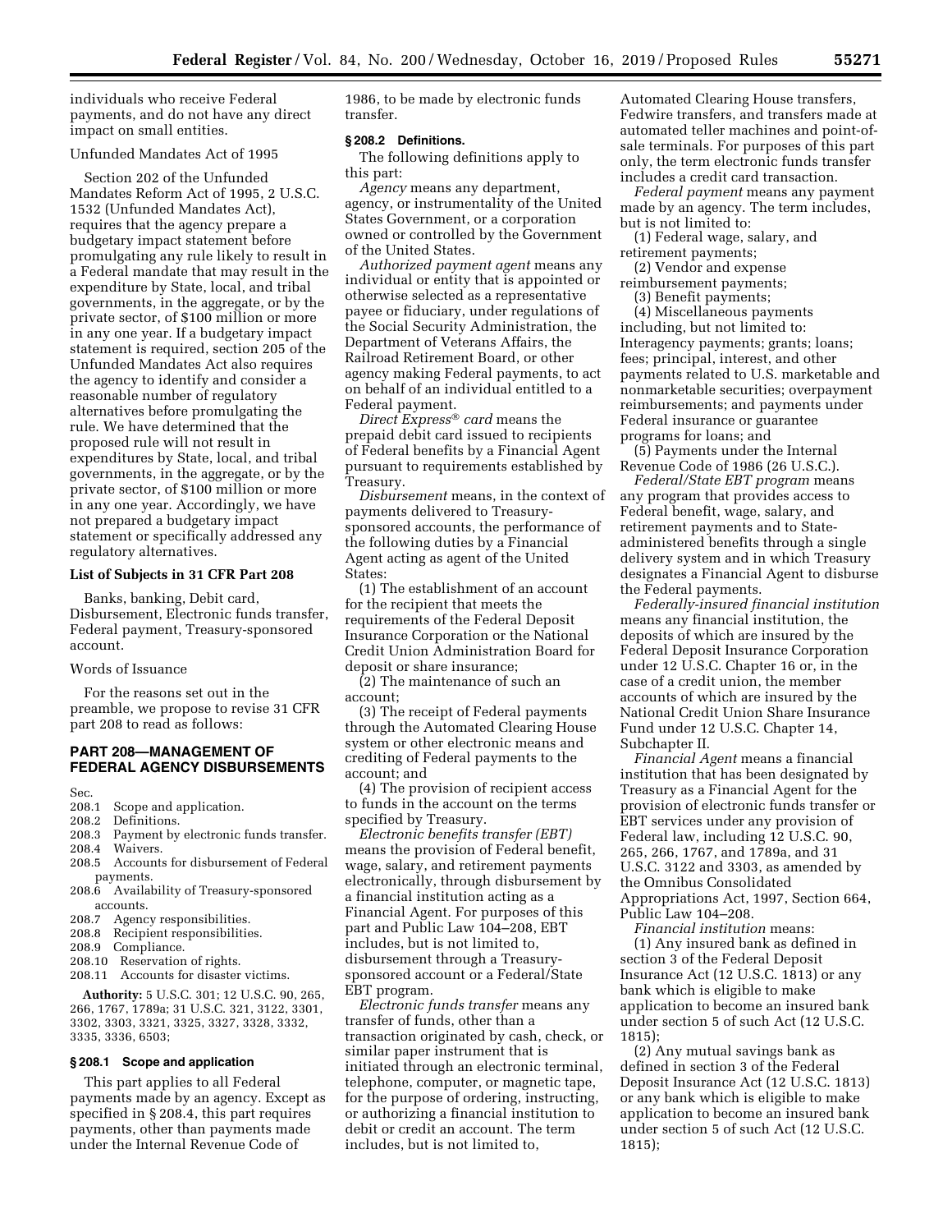individuals who receive Federal payments, and do not have any direct impact on small entities.

Unfunded Mandates Act of 1995

Section 202 of the Unfunded Mandates Reform Act of 1995, 2 U.S.C. 1532 (Unfunded Mandates Act), requires that the agency prepare a budgetary impact statement before promulgating any rule likely to result in a Federal mandate that may result in the expenditure by State, local, and tribal governments, in the aggregate, or by the private sector, of $100 million or more in any one year. If a budgetary impact statement is required, section 205 of the Unfunded Mandates Act also requires the agency to identify and consider a reasonable number of regulatory alternatives before promulgating the rule. We have determined that the proposed rule will not result in expenditures by State, local, and tribal governments, in the aggregate, or by the private sector, of $100 million or more in any one year. Accordingly, we have not prepared a budgetary impact statement or specifically addressed any regulatory alternatives.

**List of Subjects in 31 CFR Part 208**

Banks, banking, Debit card, Disbursement, Electronic funds transfer, Federal payment, Treasury-sponsored account.

Words of Issuance

For the reasons set out in the preamble, we propose to revise 31 CFR part 208 to read as follows:

## PART 208—MANAGEMENT OF FEDERAL AGENCY DISBURSEMENTS

Sec.
208.1 Scope and application.
208.2 Definitions.
208.3 Payment by electronic funds transfer.
208.4 Waivers.
208.5 Accounts for disbursement of Federal payments.
208.6 Availability of Treasury-sponsored accounts.
208.7 Agency responsibilities.
208.8 Recipient responsibilities.
208.9 Compliance.
208.10 Reservation of rights.
208.11 Accounts for disaster victims.

**Authority:** 5 U.S.C. 301; 12 U.S.C. 90, 265, 266, 1767, 1789a; 31 U.S.C. 321, 3122, 3301, 3302, 3303, 3321, 3325, 3327, 3328, 3332, 3335, 3336, 6503;

### § 208.1 Scope and application

This part applies to all Federal payments made by an agency. Except as specified in § 208.4, this part requires payments, other than payments made under the Internal Revenue Code of 1986, to be made by electronic funds transfer.

### § 208.2 Definitions.

The following definitions apply to this part:

*Agency* means any department, agency, or instrumentality of the United States Government, or a corporation owned or controlled by the Government of the United States.

*Authorized payment agent* means any individual or entity that is appointed or otherwise selected as a representative payee or fiduciary, under regulations of the Social Security Administration, the Department of Veterans Affairs, the Railroad Retirement Board, or other agency making Federal payments, to act on behalf of an individual entitled to a Federal payment.

*Direct Express® card* means the prepaid debit card issued to recipients of Federal benefits by a Financial Agent pursuant to requirements established by Treasury.

*Disbursement* means, in the context of payments delivered to Treasury-sponsored accounts, the performance of the following duties by a Financial Agent acting as agent of the United States:

(1) The establishment of an account for the recipient that meets the requirements of the Federal Deposit Insurance Corporation or the National Credit Union Administration Board for deposit or share insurance;

(2) The maintenance of such an account;

(3) The receipt of Federal payments through the Automated Clearing House system or other electronic means and crediting of Federal payments to the account; and

(4) The provision of recipient access to funds in the account on the terms specified by Treasury.

*Electronic benefits transfer (EBT)* means the provision of Federal benefit, wage, salary, and retirement payments electronically, through disbursement by a financial institution acting as a Financial Agent. For purposes of this part and Public Law 104–208, EBT includes, but is not limited to, disbursement through a Treasury-sponsored account or a Federal/State EBT program.

*Electronic funds transfer* means any transfer of funds, other than a transaction originated by cash, check, or similar paper instrument that is initiated through an electronic terminal, telephone, computer, or magnetic tape, for the purpose of ordering, instructing, or authorizing a financial institution to debit or credit an account. The term includes, but is not limited to, Automated Clearing House transfers, Fedwire transfers, and transfers made at automated teller machines and point-of-sale terminals. For purposes of this part only, the term electronic funds transfer includes a credit card transaction.

*Federal payment* means any payment made by an agency. The term includes, but is not limited to:

(1) Federal wage, salary, and retirement payments;

(2) Vendor and expense reimbursement payments;

(3) Benefit payments;

(4) Miscellaneous payments including, but not limited to: Interagency payments; grants; loans; fees; principal, interest, and other payments related to U.S. marketable and nonmarketable securities; overpayment reimbursements; and payments under Federal insurance or guarantee programs for loans; and

(5) Payments under the Internal Revenue Code of 1986 (26 U.S.C.).

*Federal/State EBT program* means any program that provides access to Federal benefit, wage, salary, and retirement payments and to State-administered benefits through a single delivery system and in which Treasury designates a Financial Agent to disburse the Federal payments.

*Federally-insured financial institution* means any financial institution, the deposits of which are insured by the Federal Deposit Insurance Corporation under 12 U.S.C. Chapter 16 or, in the case of a credit union, the member accounts of which are insured by the National Credit Union Share Insurance Fund under 12 U.S.C. Chapter 14, Subchapter II.

*Financial Agent* means a financial institution that has been designated by Treasury as a Financial Agent for the provision of electronic funds transfer or EBT services under any provision of Federal law, including 12 U.S.C. 90, 265, 266, 1767, and 1789a, and 31 U.S.C. 3122 and 3303, as amended by the Omnibus Consolidated Appropriations Act, 1997, Section 664, Public Law 104–208.

*Financial institution* means:

(1) Any insured bank as defined in section 3 of the Federal Deposit Insurance Act (12 U.S.C. 1813) or any bank which is eligible to make application to become an insured bank under section 5 of such Act (12 U.S.C. 1815);

(2) Any mutual savings bank as defined in section 3 of the Federal Deposit Insurance Act (12 U.S.C. 1813) or any bank which is eligible to make application to become an insured bank under section 5 of such Act (12 U.S.C. 1815);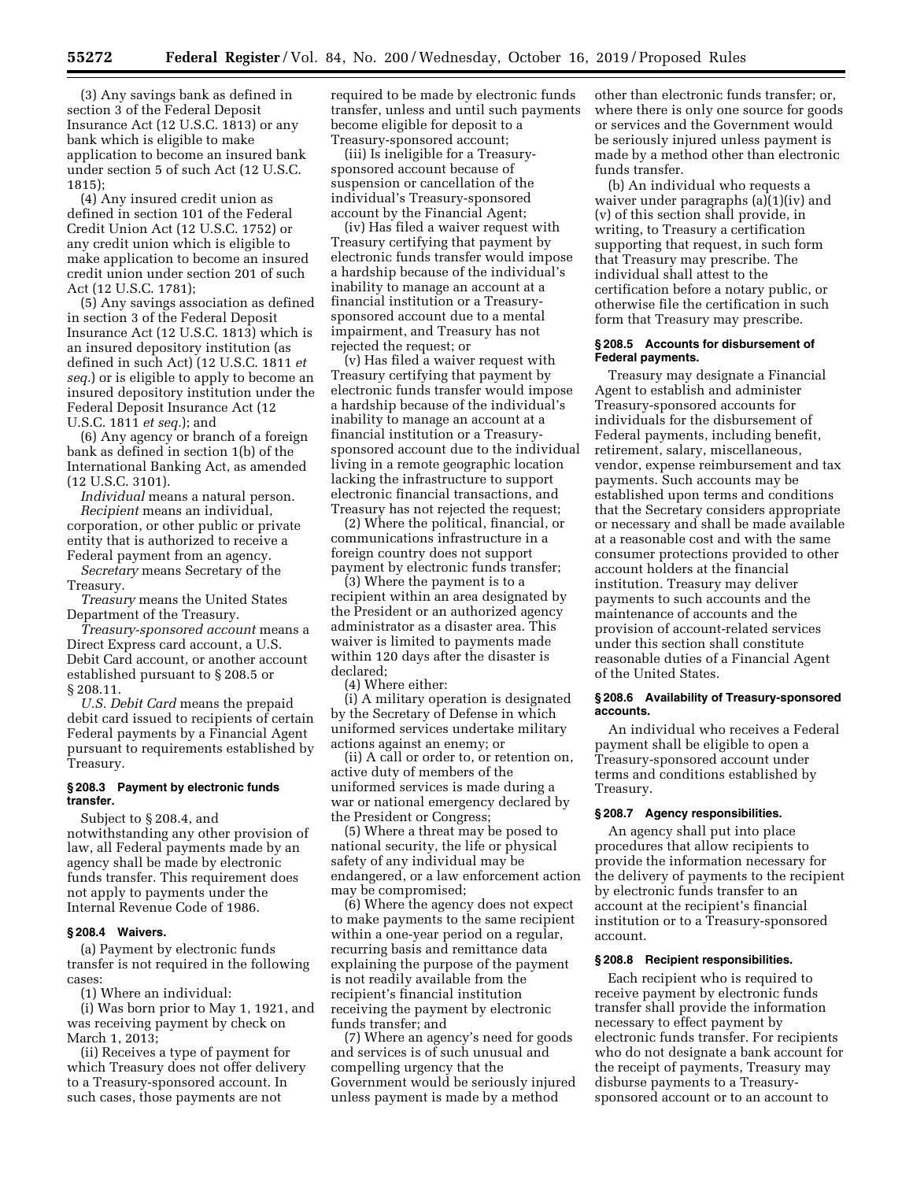(3) Any savings bank as defined in section 3 of the Federal Deposit Insurance Act (12 U.S.C. 1813) or any bank which is eligible to make application to become an insured bank under section 5 of such Act (12 U.S.C. 1815);

(4) Any insured credit union as defined in section 101 of the Federal Credit Union Act (12 U.S.C. 1752) or any credit union which is eligible to make application to become an insured credit union under section 201 of such Act (12 U.S.C. 1781);

(5) Any savings association as defined in section 3 of the Federal Deposit Insurance Act (12 U.S.C. 1813) which is an insured depository institution (as defined in such Act) (12 U.S.C. 1811 *et seq.*) or is eligible to apply to become an insured depository institution under the Federal Deposit Insurance Act (12 U.S.C. 1811 *et seq.*); and

(6) Any agency or branch of a foreign bank as defined in section 1(b) of the International Banking Act, as amended (12 U.S.C. 3101).

*Individual* means a natural person.

*Recipient* means an individual, corporation, or other public or private entity that is authorized to receive a Federal payment from an agency.

*Secretary* means Secretary of the Treasury.

*Treasury* means the United States Department of the Treasury.

*Treasury-sponsored account* means a Direct Express card account, a U.S. Debit Card account, or another account established pursuant to § 208.5 or § 208.11.

*U.S. Debit Card* means the prepaid debit card issued to recipients of certain Federal payments by a Financial Agent pursuant to requirements established by Treasury.

#### § 208.3 Payment by electronic funds transfer.

Subject to § 208.4, and notwithstanding any other provision of law, all Federal payments made by an agency shall be made by electronic funds transfer. This requirement does not apply to payments under the Internal Revenue Code of 1986.

#### § 208.4 Waivers.

(a) Payment by electronic funds transfer is not required in the following cases:

(1) Where an individual:

(i) Was born prior to May 1, 1921, and was receiving payment by check on March 1, 2013;

(ii) Receives a type of payment for which Treasury does not offer delivery to a Treasury-sponsored account. In such cases, those payments are not required to be made by electronic funds transfer, unless and until such payments become eligible for deposit to a Treasury-sponsored account;

(iii) Is ineligible for a Treasury-sponsored account because of suspension or cancellation of the individual's Treasury-sponsored account by the Financial Agent;

(iv) Has filed a waiver request with Treasury certifying that payment by electronic funds transfer would impose a hardship because of the individual's inability to manage an account at a financial institution or a Treasury-sponsored account due to a mental impairment, and Treasury has not rejected the request; or

(v) Has filed a waiver request with Treasury certifying that payment by electronic funds transfer would impose a hardship because of the individual's inability to manage an account at a financial institution or a Treasury-sponsored account due to the individual living in a remote geographic location lacking the infrastructure to support electronic financial transactions, and Treasury has not rejected the request;

(2) Where the political, financial, or communications infrastructure in a foreign country does not support payment by electronic funds transfer;

(3) Where the payment is to a recipient within an area designated by the President or an authorized agency administrator as a disaster area. This waiver is limited to payments made within 120 days after the disaster is declared;

(4) Where either:

(i) A military operation is designated by the Secretary of Defense in which uniformed services undertake military actions against an enemy; or

(ii) A call or order to, or retention on, active duty of members of the uniformed services is made during a war or national emergency declared by the President or Congress;

(5) Where a threat may be posed to national security, the life or physical safety of any individual may be endangered, or a law enforcement action may be compromised;

(6) Where the agency does not expect to make payments to the same recipient within a one-year period on a regular, recurring basis and remittance data explaining the purpose of the payment is not readily available from the recipient's financial institution receiving the payment by electronic funds transfer; and

(7) Where an agency's need for goods and services is of such unusual and compelling urgency that the Government would be seriously injured unless payment is made by a method other than electronic funds transfer; or, where there is only one source for goods or services and the Government would be seriously injured unless payment is made by a method other than electronic funds transfer.

(b) An individual who requests a waiver under paragraphs (a)(1)(iv) and (v) of this section shall provide, in writing, to Treasury a certification supporting that request, in such form that Treasury may prescribe. The individual shall attest to the certification before a notary public, or otherwise file the certification in such form that Treasury may prescribe.

#### § 208.5 Accounts for disbursement of Federal payments.

Treasury may designate a Financial Agent to establish and administer Treasury-sponsored accounts for individuals for the disbursement of Federal payments, including benefit, retirement, salary, miscellaneous, vendor, expense reimbursement and tax payments. Such accounts may be established upon terms and conditions that the Secretary considers appropriate or necessary and shall be made available at a reasonable cost and with the same consumer protections provided to other account holders at the financial institution. Treasury may deliver payments to such accounts and the maintenance of accounts and the provision of account-related services under this section shall constitute reasonable duties of a Financial Agent of the United States.

#### § 208.6 Availability of Treasury-sponsored accounts.

An individual who receives a Federal payment shall be eligible to open a Treasury-sponsored account under terms and conditions established by Treasury.

#### § 208.7 Agency responsibilities.

An agency shall put into place procedures that allow recipients to provide the information necessary for the delivery of payments to the recipient by electronic funds transfer to an account at the recipient's financial institution or to a Treasury-sponsored account.

#### § 208.8 Recipient responsibilities.

Each recipient who is required to receive payment by electronic funds transfer shall provide the information necessary to effect payment by electronic funds transfer. For recipients who do not designate a bank account for the receipt of payments, Treasury may disburse payments to a Treasury-sponsored account or to an account to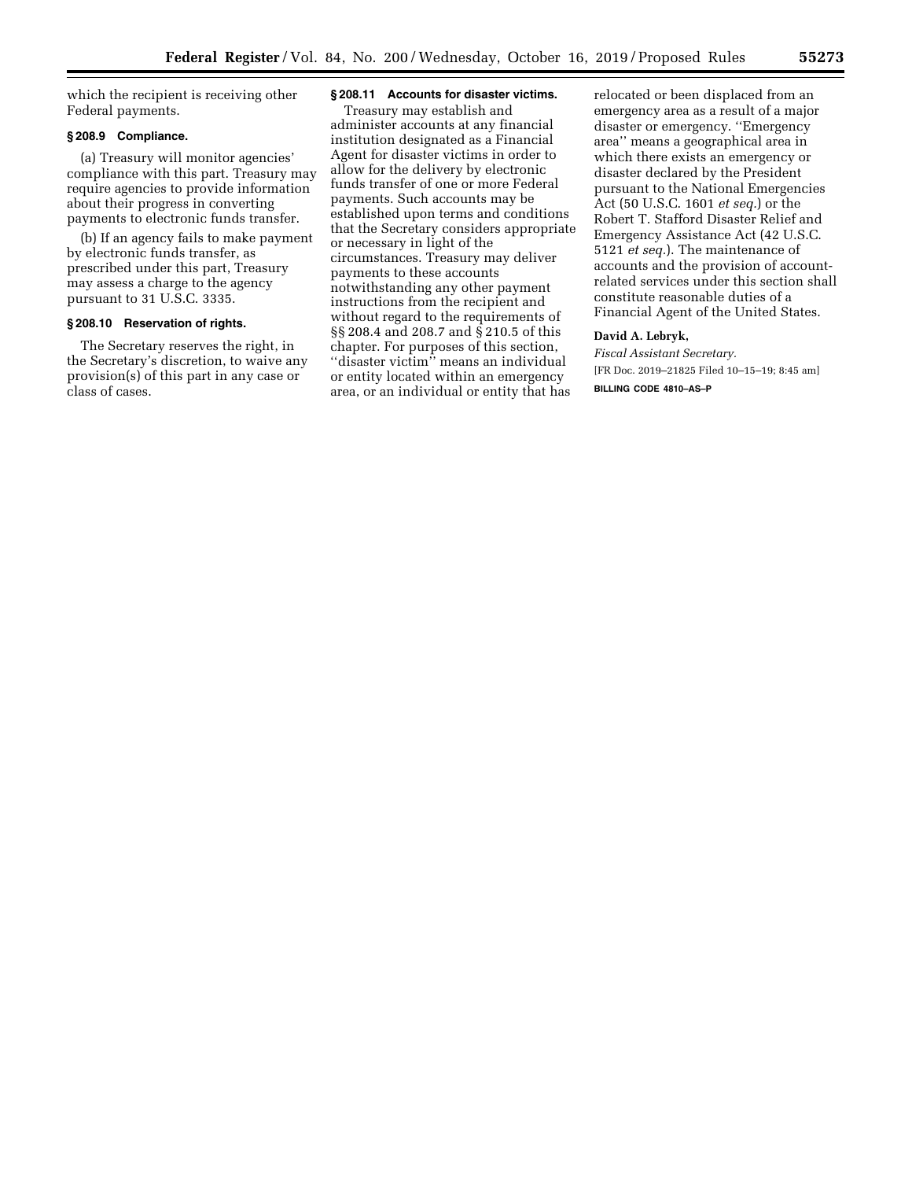which the recipient is receiving other Federal payments.

### § 208.9 Compliance.

(a) Treasury will monitor agencies' compliance with this part. Treasury may require agencies to provide information about their progress in converting payments to electronic funds transfer.

(b) If an agency fails to make payment by electronic funds transfer, as prescribed under this part, Treasury may assess a charge to the agency pursuant to 31 U.S.C. 3335.

### § 208.10 Reservation of rights.

The Secretary reserves the right, in the Secretary's discretion, to waive any provision(s) of this part in any case or class of cases.

### § 208.11 Accounts for disaster victims.

Treasury may establish and administer accounts at any financial institution designated as a Financial Agent for disaster victims in order to allow for the delivery by electronic funds transfer of one or more Federal payments. Such accounts may be established upon terms and conditions that the Secretary considers appropriate or necessary in light of the circumstances. Treasury may deliver payments to these accounts notwithstanding any other payment instructions from the recipient and without regard to the requirements of §§ 208.4 and 208.7 and § 210.5 of this chapter. For purposes of this section, ''disaster victim'' means an individual or entity located within an emergency area, or an individual or entity that has relocated or been displaced from an emergency area as a result of a major disaster or emergency. ''Emergency area'' means a geographical area in which there exists an emergency or disaster declared by the President pursuant to the National Emergencies Act (50 U.S.C. 1601 *et seq.*) or the Robert T. Stafford Disaster Relief and Emergency Assistance Act (42 U.S.C. 5121 *et seq.*). The maintenance of accounts and the provision of account-related services under this section shall constitute reasonable duties of a Financial Agent of the United States.

**David A. Lebryk,**

*Fiscal Assistant Secretary.*

[FR Doc. 2019–21825 Filed 10–15–19; 8:45 am]

**BILLING CODE 4810–AS–P**